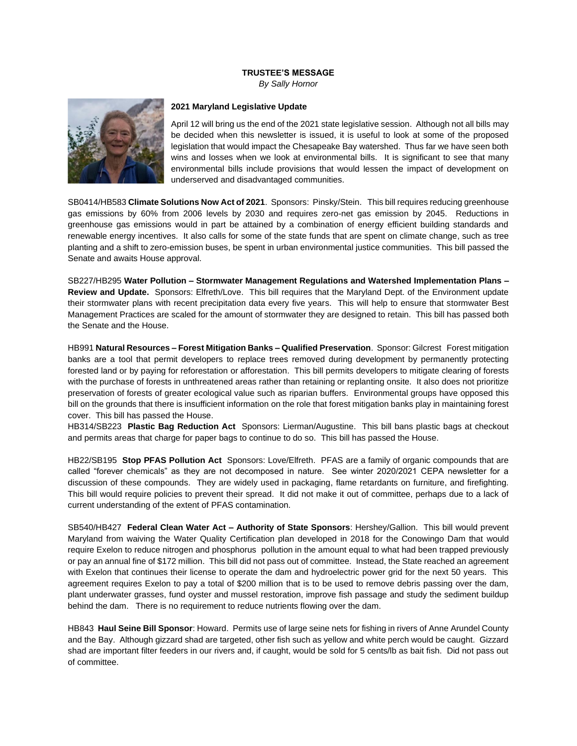# TRUSTEE'S MESSAGE

*By Sally Hornor*

## 2021 Maryland Legislative Update

April 12 will bring us the end of the 2021 state legislative session. Although not all bills may be decided when this newsletter is issued, it is useful to look at some of the proposed legislation that would impact the Chesapeake Bay watershed. Thus far we have seen both wins and losses when we look at environmental bills. It is significant to see that many environmental bills include provisions that would lessen the impact of development on underserved and disadvantaged communities.

SB0414/HB583 **Climate Solutions Now Act of 2021**. Sponsors: Pinsky/Stein. This bill requires reducing greenhouse gas emissions by 60% from 2006 levels by 2030 and requires zero-net gas emission by 2045. Reductions in greenhouse gas emissions would in part be attained by a combination of energy efficient building standards and renewable energy incentives. It also calls for some of the state funds that are spent on climate change, such as tree planting and a shift to zero-emission buses, be spent in urban environmental justice communities. This bill passed the Senate and awaits House approval.

SB227/HB295 **Water Pollution – Stormwater Management Regulations and Watershed Implementation Plans – Review and Update.** Sponsors: Elfreth/Love. This bill requires that the Maryland Dept. of the Environment update their stormwater plans with recent precipitation data every five years. This will help to ensure that stormwater Best Management Practices are scaled for the amount of stormwater they are designed to retain. This bill has passed both the Senate and the House.

HB991 **Natural Resources – Forest Mitigation Banks – Qualified Preservation**. Sponsor: Gilcrest Forest mitigation banks are a tool that permit developers to replace trees removed during development by permanently protecting forested land or by paying for reforestation or afforestation. This bill permits developers to mitigate clearing of forests with the purchase of forests in unthreatened areas rather than retaining or replanting onsite. It also does not prioritize preservation of forests of greater ecological value such as riparian buffers. Environmental groups have opposed this bill on the grounds that there is insufficient information on the role that forest mitigation banks play in maintaining forest cover. This bill has passed the House.

HB314/SB223 **Plastic Bag Reduction Act** Sponsors: Lierman/Augustine. This bill bans plastic bags at checkout and permits areas that charge for paper bags to continue to do so. This bill has passed the House.

HB22/SB195 **Stop PFAS Pollution Act** Sponsors: Love/Elfreth. PFAS are a family of organic compounds that are called "forever chemicals" as they are not decomposed in nature. See winter 2020/2021 CEPA newsletter for a discussion of these compounds. They are widely used in packaging, flame retardants on furniture, and firefighting. This bill would require policies to prevent their spread. It did not make it out of committee, perhaps due to a lack of current understanding of the extent of PFAS contamination.

SB540/HB427 **Federal Clean Water Act – Authority of State Sponsors**: Hershey/Gallion. This bill would prevent Maryland from waiving the Water Quality Certification plan developed in 2018 for the Conowingo Dam that would require Exelon to reduce nitrogen and phosphorus pollution in the amount equal to what had been trapped previously or pay an annual fine of $172 million. This bill did not pass out of committee. Instead, the State reached an agreement with Exelon that continues their license to operate the dam and hydroelectric power grid for the next 50 years. This agreement requires Exelon to pay a total of $200 million that is to be used to remove debris passing over the dam, plant underwater grasses, fund oyster and mussel restoration, improve fish passage and study the sediment buildup behind the dam. There is no requirement to reduce nutrients flowing over the dam.

HB843 **Haul Seine Bill Sponsor**: Howard. Permits use of large seine nets for fishing in rivers of Anne Arundel County and the Bay. Although gizzard shad are targeted, other fish such as yellow and white perch would be caught. Gizzard shad are important filter feeders in our rivers and, if caught, would be sold for 5 cents/lb as bait fish. Did not pass out of committee.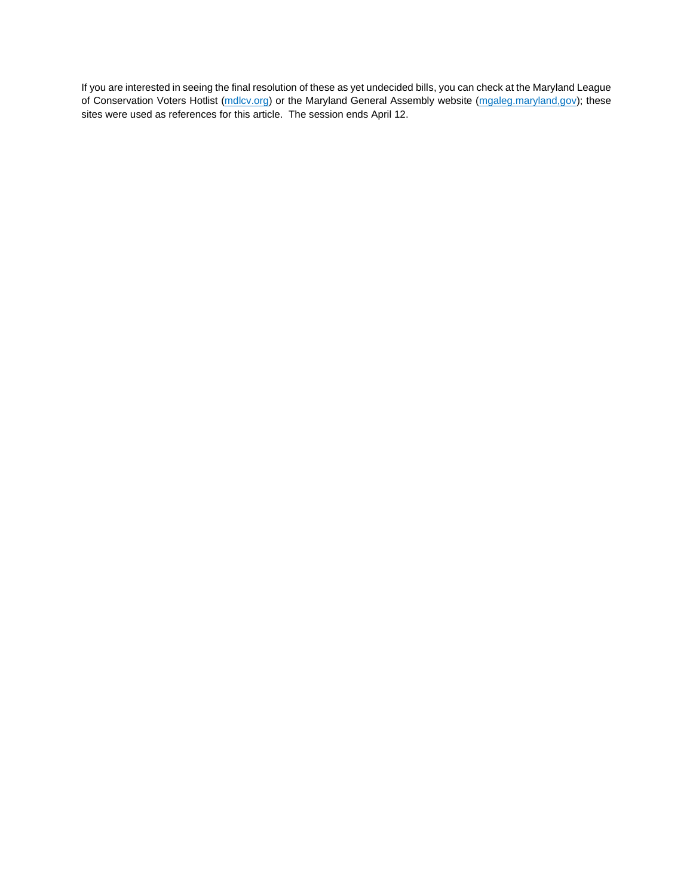If you are interested in seeing the final resolution of these as yet undecided bills, you can check at the Maryland League of Conservation Voters Hotlist (mdlcv.org) or the Maryland General Assembly website (mgaleg.maryland,gov); these sites were used as references for this article. The session ends April 12.